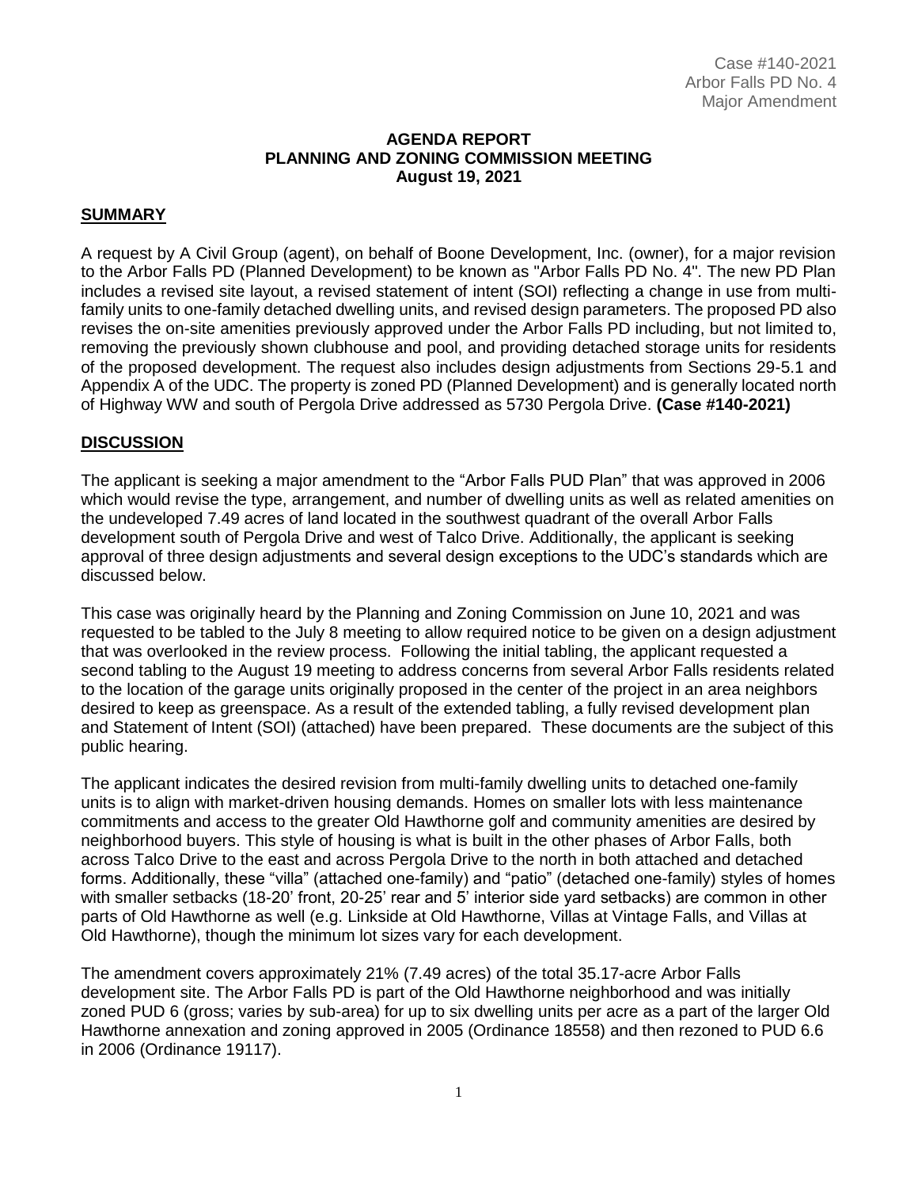Case #140-2021
Arbor Falls PD No. 4
Major Amendment

**AGENDA REPORT**
**PLANNING AND ZONING COMMISSION MEETING**
**August 19, 2021**

## SUMMARY

A request by A Civil Group (agent), on behalf of Boone Development, Inc. (owner), for a major revision to the Arbor Falls PD (Planned Development) to be known as "Arbor Falls PD No. 4". The new PD Plan includes a revised site layout, a revised statement of intent (SOI) reflecting a change in use from multi-family units to one-family detached dwelling units, and revised design parameters. The proposed PD also revises the on-site amenities previously approved under the Arbor Falls PD including, but not limited to, removing the previously shown clubhouse and pool, and providing detached storage units for residents of the proposed development. The request also includes design adjustments from Sections 29-5.1 and Appendix A of the UDC. The property is zoned PD (Planned Development) and is generally located north of Highway WW and south of Pergola Drive addressed as 5730 Pergola Drive. **(Case #140-2021)**

## DISCUSSION

The applicant is seeking a major amendment to the "Arbor Falls PUD Plan" that was approved in 2006 which would revise the type, arrangement, and number of dwelling units as well as related amenities on the undeveloped 7.49 acres of land located in the southwest quadrant of the overall Arbor Falls development south of Pergola Drive and west of Talco Drive. Additionally, the applicant is seeking approval of three design adjustments and several design exceptions to the UDC's standards which are discussed below.

This case was originally heard by the Planning and Zoning Commission on June 10, 2021 and was requested to be tabled to the July 8 meeting to allow required notice to be given on a design adjustment that was overlooked in the review process. Following the initial tabling, the applicant requested a second tabling to the August 19 meeting to address concerns from several Arbor Falls residents related to the location of the garage units originally proposed in the center of the project in an area neighbors desired to keep as greenspace. As a result of the extended tabling, a fully revised development plan and Statement of Intent (SOI) (attached) have been prepared. These documents are the subject of this public hearing.

The applicant indicates the desired revision from multi-family dwelling units to detached one-family units is to align with market-driven housing demands. Homes on smaller lots with less maintenance commitments and access to the greater Old Hawthorne golf and community amenities are desired by neighborhood buyers. This style of housing is what is built in the other phases of Arbor Falls, both across Talco Drive to the east and across Pergola Drive to the north in both attached and detached forms. Additionally, these "villa" (attached one-family) and "patio" (detached one-family) styles of homes with smaller setbacks (18-20' front, 20-25' rear and 5' interior side yard setbacks) are common in other parts of Old Hawthorne as well (e.g. Linkside at Old Hawthorne, Villas at Vintage Falls, and Villas at Old Hawthorne), though the minimum lot sizes vary for each development.

The amendment covers approximately 21% (7.49 acres) of the total 35.17-acre Arbor Falls development site. The Arbor Falls PD is part of the Old Hawthorne neighborhood and was initially zoned PUD 6 (gross; varies by sub-area) for up to six dwelling units per acre as a part of the larger Old Hawthorne annexation and zoning approved in 2005 (Ordinance 18558) and then rezoned to PUD 6.6 in 2006 (Ordinance 19117).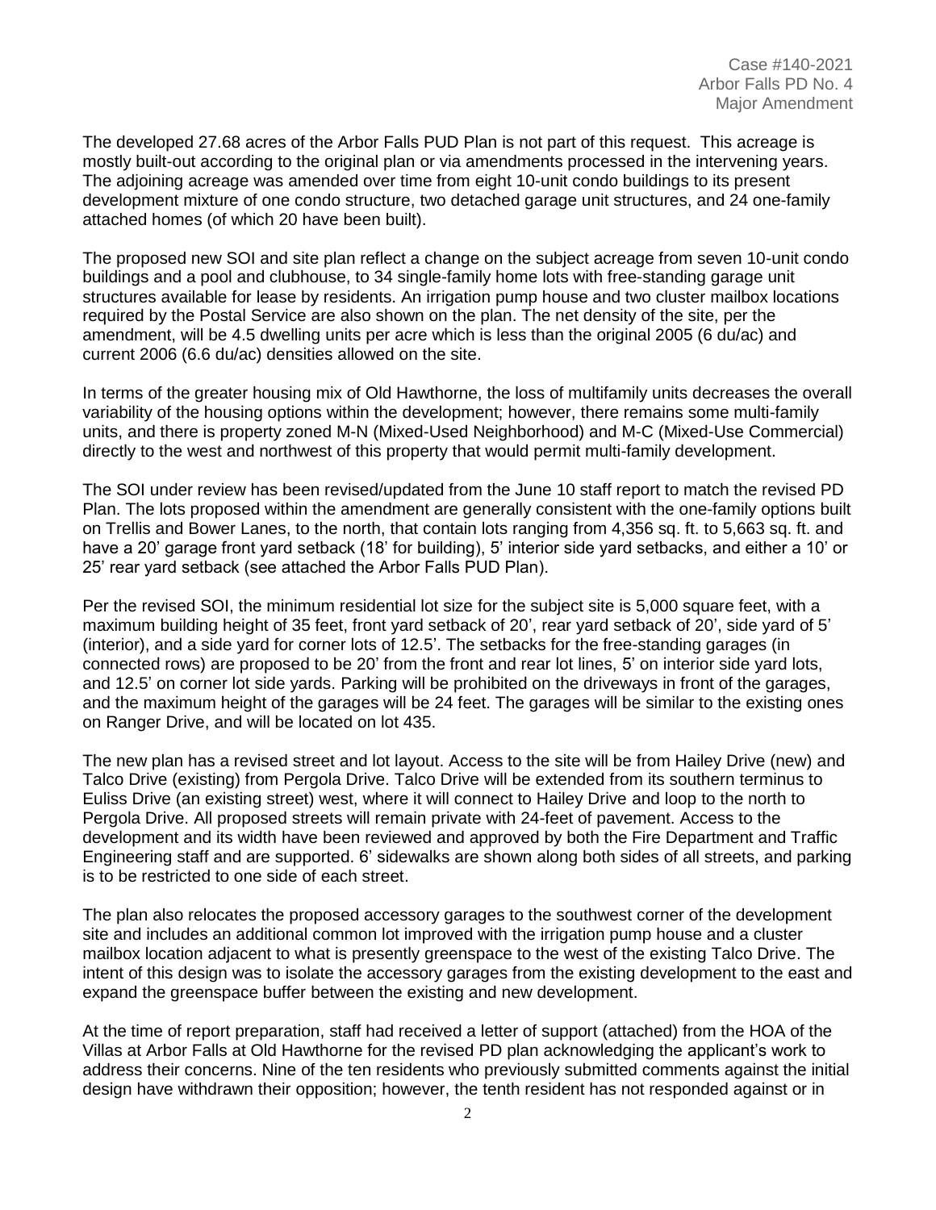The developed 27.68 acres of the Arbor Falls PUD Plan is not part of this request. This acreage is mostly built-out according to the original plan or via amendments processed in the intervening years. The adjoining acreage was amended over time from eight 10-unit condo buildings to its present development mixture of one condo structure, two detached garage unit structures, and 24 one-family attached homes (of which 20 have been built).

The proposed new SOI and site plan reflect a change on the subject acreage from seven 10-unit condo buildings and a pool and clubhouse, to 34 single-family home lots with free-standing garage unit structures available for lease by residents. An irrigation pump house and two cluster mailbox locations required by the Postal Service are also shown on the plan. The net density of the site, per the amendment, will be 4.5 dwelling units per acre which is less than the original 2005 (6 du/ac) and current 2006 (6.6 du/ac) densities allowed on the site.

In terms of the greater housing mix of Old Hawthorne, the loss of multifamily units decreases the overall variability of the housing options within the development; however, there remains some multi-family units, and there is property zoned M-N (Mixed-Used Neighborhood) and M-C (Mixed-Use Commercial) directly to the west and northwest of this property that would permit multi-family development.

The SOI under review has been revised/updated from the June 10 staff report to match the revised PD Plan. The lots proposed within the amendment are generally consistent with the one-family options built on Trellis and Bower Lanes, to the north, that contain lots ranging from 4,356 sq. ft. to 5,663 sq. ft. and have a 20' garage front yard setback (18' for building), 5' interior side yard setbacks, and either a 10' or 25' rear yard setback (see attached the Arbor Falls PUD Plan).

Per the revised SOI, the minimum residential lot size for the subject site is 5,000 square feet, with a maximum building height of 35 feet, front yard setback of 20', rear yard setback of 20', side yard of 5' (interior), and a side yard for corner lots of 12.5'. The setbacks for the free-standing garages (in connected rows) are proposed to be 20' from the front and rear lot lines, 5' on interior side yard lots, and 12.5' on corner lot side yards. Parking will be prohibited on the driveways in front of the garages, and the maximum height of the garages will be 24 feet. The garages will be similar to the existing ones on Ranger Drive, and will be located on lot 435.

The new plan has a revised street and lot layout. Access to the site will be from Hailey Drive (new) and Talco Drive (existing) from Pergola Drive. Talco Drive will be extended from its southern terminus to Euliss Drive (an existing street) west, where it will connect to Hailey Drive and loop to the north to Pergola Drive. All proposed streets will remain private with 24-feet of pavement. Access to the development and its width have been reviewed and approved by both the Fire Department and Traffic Engineering staff and are supported. 6' sidewalks are shown along both sides of all streets, and parking is to be restricted to one side of each street.

The plan also relocates the proposed accessory garages to the southwest corner of the development site and includes an additional common lot improved with the irrigation pump house and a cluster mailbox location adjacent to what is presently greenspace to the west of the existing Talco Drive. The intent of this design was to isolate the accessory garages from the existing development to the east and expand the greenspace buffer between the existing and new development.

At the time of report preparation, staff had received a letter of support (attached) from the HOA of the Villas at Arbor Falls at Old Hawthorne for the revised PD plan acknowledging the applicant's work to address their concerns. Nine of the ten residents who previously submitted comments against the initial design have withdrawn their opposition; however, the tenth resident has not responded against or in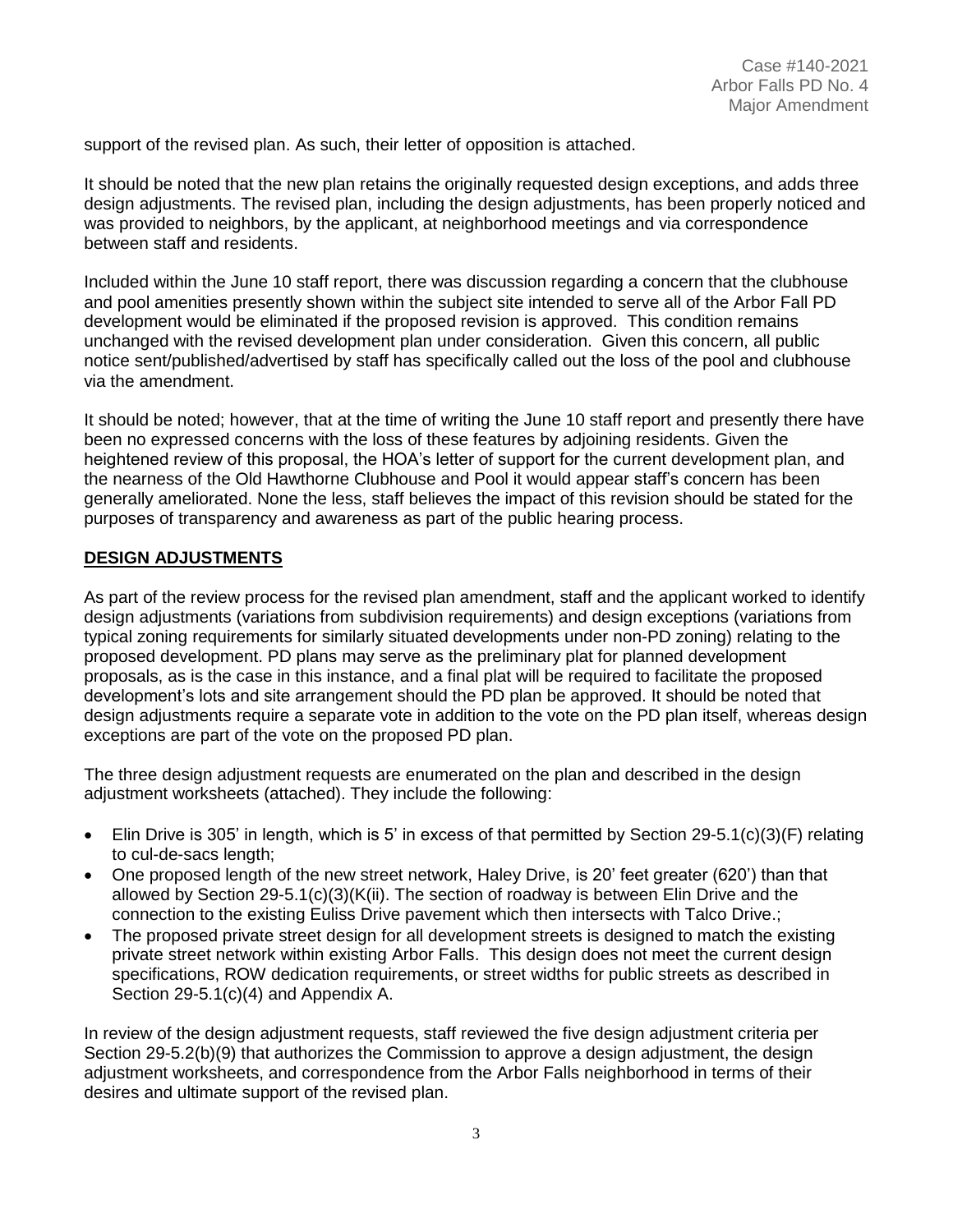support of the revised plan. As such, their letter of opposition is attached.

It should be noted that the new plan retains the originally requested design exceptions, and adds three design adjustments. The revised plan, including the design adjustments, has been properly noticed and was provided to neighbors, by the applicant, at neighborhood meetings and via correspondence between staff and residents.

Included within the June 10 staff report, there was discussion regarding a concern that the clubhouse and pool amenities presently shown within the subject site intended to serve all of the Arbor Fall PD development would be eliminated if the proposed revision is approved. This condition remains unchanged with the revised development plan under consideration. Given this concern, all public notice sent/published/advertised by staff has specifically called out the loss of the pool and clubhouse via the amendment.

It should be noted; however, that at the time of writing the June 10 staff report and presently there have been no expressed concerns with the loss of these features by adjoining residents. Given the heightened review of this proposal, the HOA's letter of support for the current development plan, and the nearness of the Old Hawthorne Clubhouse and Pool it would appear staff's concern has been generally ameliorated. None the less, staff believes the impact of this revision should be stated for the purposes of transparency and awareness as part of the public hearing process.

## DESIGN ADJUSTMENTS

As part of the review process for the revised plan amendment, staff and the applicant worked to identify design adjustments (variations from subdivision requirements) and design exceptions (variations from typical zoning requirements for similarly situated developments under non-PD zoning) relating to the proposed development. PD plans may serve as the preliminary plat for planned development proposals, as is the case in this instance, and a final plat will be required to facilitate the proposed development's lots and site arrangement should the PD plan be approved. It should be noted that design adjustments require a separate vote in addition to the vote on the PD plan itself, whereas design exceptions are part of the vote on the proposed PD plan.

The three design adjustment requests are enumerated on the plan and described in the design adjustment worksheets (attached). They include the following:

- Elin Drive is 305' in length, which is 5' in excess of that permitted by Section 29-5.1(c)(3)(F) relating to cul-de-sacs length;
- One proposed length of the new street network, Haley Drive, is 20' feet greater (620') than that allowed by Section 29-5.1(c)(3)(K(ii). The section of roadway is between Elin Drive and the connection to the existing Euliss Drive pavement which then intersects with Talco Drive.;
- The proposed private street design for all development streets is designed to match the existing private street network within existing Arbor Falls. This design does not meet the current design specifications, ROW dedication requirements, or street widths for public streets as described in Section 29-5.1(c)(4) and Appendix A.

In review of the design adjustment requests, staff reviewed the five design adjustment criteria per Section 29-5.2(b)(9) that authorizes the Commission to approve a design adjustment, the design adjustment worksheets, and correspondence from the Arbor Falls neighborhood in terms of their desires and ultimate support of the revised plan.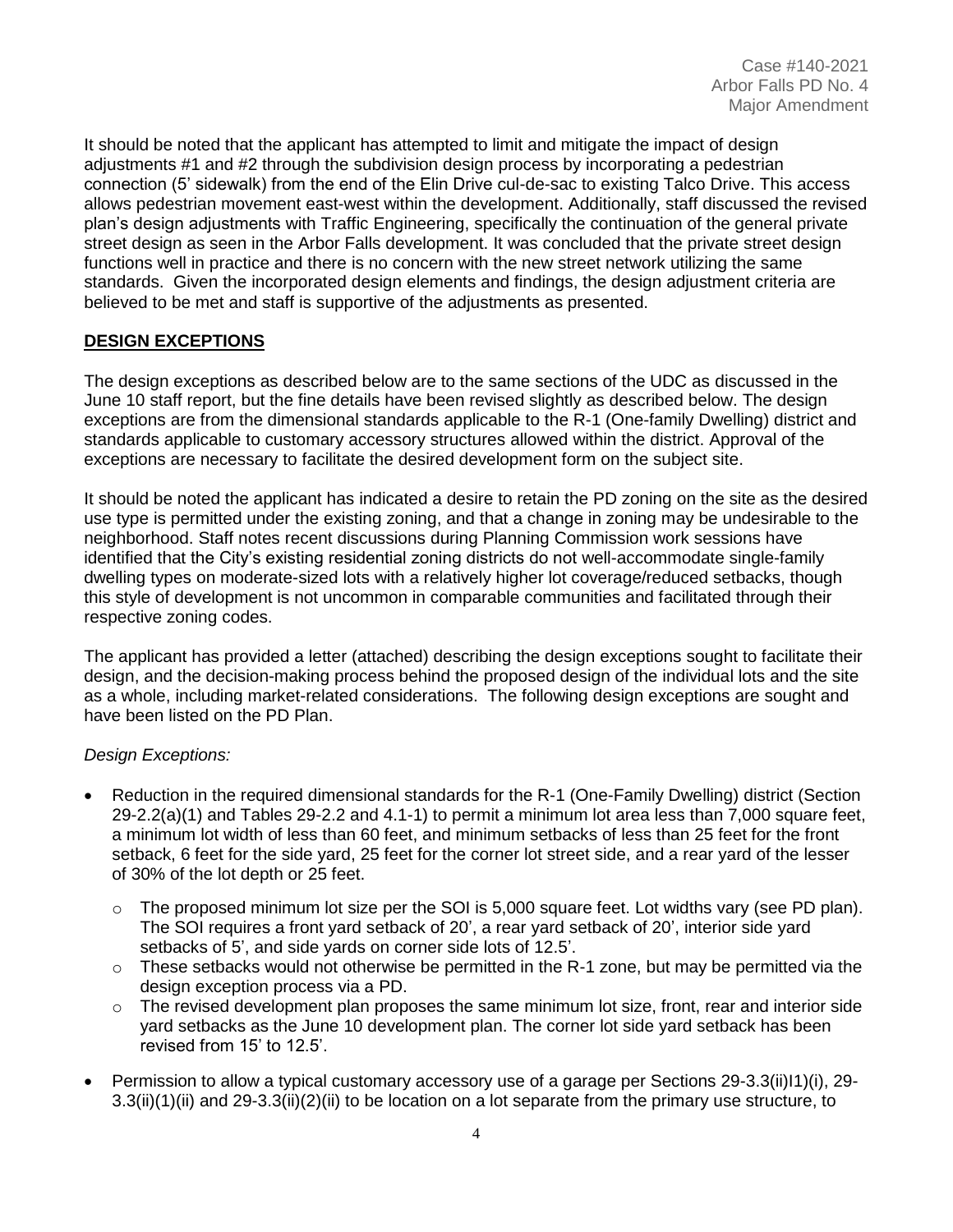It should be noted that the applicant has attempted to limit and mitigate the impact of design adjustments #1 and #2 through the subdivision design process by incorporating a pedestrian connection (5' sidewalk) from the end of the Elin Drive cul-de-sac to existing Talco Drive. This access allows pedestrian movement east-west within the development. Additionally, staff discussed the revised plan's design adjustments with Traffic Engineering, specifically the continuation of the general private street design as seen in the Arbor Falls development. It was concluded that the private street design functions well in practice and there is no concern with the new street network utilizing the same standards. Given the incorporated design elements and findings, the design adjustment criteria are believed to be met and staff is supportive of the adjustments as presented.

## DESIGN EXCEPTIONS

The design exceptions as described below are to the same sections of the UDC as discussed in the June 10 staff report, but the fine details have been revised slightly as described below. The design exceptions are from the dimensional standards applicable to the R-1 (One-family Dwelling) district and standards applicable to customary accessory structures allowed within the district. Approval of the exceptions are necessary to facilitate the desired development form on the subject site.

It should be noted the applicant has indicated a desire to retain the PD zoning on the site as the desired use type is permitted under the existing zoning, and that a change in zoning may be undesirable to the neighborhood. Staff notes recent discussions during Planning Commission work sessions have identified that the City's existing residential zoning districts do not well-accommodate single-family dwelling types on moderate-sized lots with a relatively higher lot coverage/reduced setbacks, though this style of development is not uncommon in comparable communities and facilitated through their respective zoning codes.

The applicant has provided a letter (attached) describing the design exceptions sought to facilitate their design, and the decision-making process behind the proposed design of the individual lots and the site as a whole, including market-related considerations. The following design exceptions are sought and have been listed on the PD Plan.

*Design Exceptions:*

- Reduction in the required dimensional standards for the R-1 (One-Family Dwelling) district (Section 29-2.2(a)(1) and Tables 29-2.2 and 4.1-1) to permit a minimum lot area less than 7,000 square feet, a minimum lot width of less than 60 feet, and minimum setbacks of less than 25 feet for the front setback, 6 feet for the side yard, 25 feet for the corner lot street side, and a rear yard of the lesser of 30% of the lot depth or 25 feet.
  - The proposed minimum lot size per the SOI is 5,000 square feet. Lot widths vary (see PD plan). The SOI requires a front yard setback of 20', a rear yard setback of 20', interior side yard setbacks of 5', and side yards on corner side lots of 12.5'.
  - These setbacks would not otherwise be permitted in the R-1 zone, but may be permitted via the design exception process via a PD.
  - The revised development plan proposes the same minimum lot size, front, rear and interior side yard setbacks as the June 10 development plan. The corner lot side yard setback has been revised from 15' to 12.5'.
- Permission to allow a typical customary accessory use of a garage per Sections 29-3.3(ii)I1)(i), 29-3.3(ii)(1)(ii) and 29-3.3(ii)(2)(ii) to be location on a lot separate from the primary use structure, to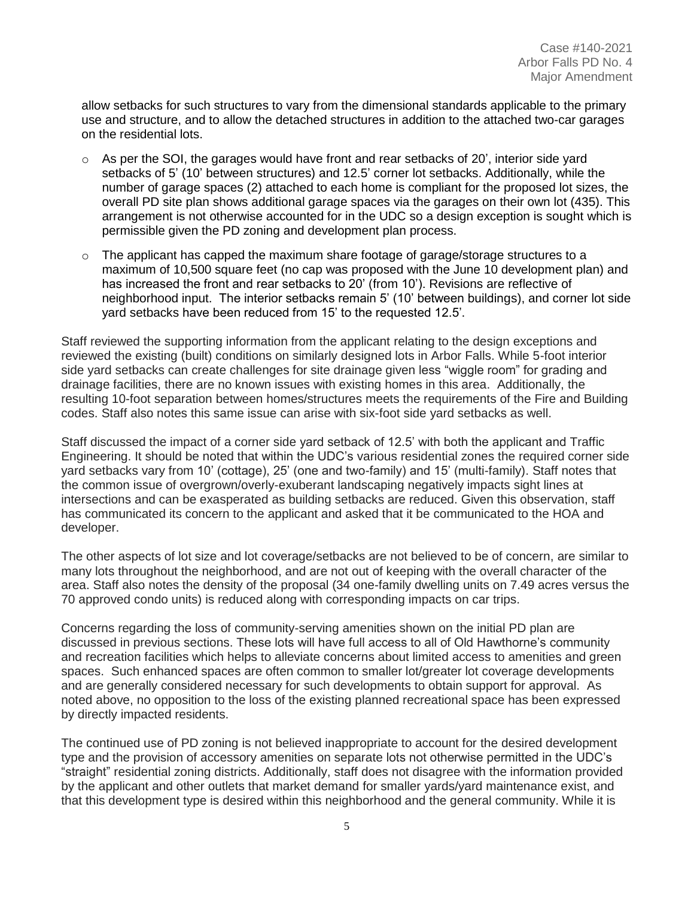allow setbacks for such structures to vary from the dimensional standards applicable to the primary use and structure, and to allow the detached structures in addition to the attached two-car garages on the residential lots.

- As per the SOI, the garages would have front and rear setbacks of 20', interior side yard setbacks of 5' (10' between structures) and 12.5' corner lot setbacks. Additionally, while the number of garage spaces (2) attached to each home is compliant for the proposed lot sizes, the overall PD site plan shows additional garage spaces via the garages on their own lot (435). This arrangement is not otherwise accounted for in the UDC so a design exception is sought which is permissible given the PD zoning and development plan process.
- The applicant has capped the maximum share footage of garage/storage structures to a maximum of 10,500 square feet (no cap was proposed with the June 10 development plan) and has increased the front and rear setbacks to 20' (from 10'). Revisions are reflective of neighborhood input. The interior setbacks remain 5' (10' between buildings), and corner lot side yard setbacks have been reduced from 15' to the requested 12.5'.

Staff reviewed the supporting information from the applicant relating to the design exceptions and reviewed the existing (built) conditions on similarly designed lots in Arbor Falls. While 5-foot interior side yard setbacks can create challenges for site drainage given less "wiggle room" for grading and drainage facilities, there are no known issues with existing homes in this area. Additionally, the resulting 10-foot separation between homes/structures meets the requirements of the Fire and Building codes. Staff also notes this same issue can arise with six-foot side yard setbacks as well.

Staff discussed the impact of a corner side yard setback of 12.5' with both the applicant and Traffic Engineering. It should be noted that within the UDC's various residential zones the required corner side yard setbacks vary from 10' (cottage), 25' (one and two-family) and 15' (multi-family). Staff notes that the common issue of overgrown/overly-exuberant landscaping negatively impacts sight lines at intersections and can be exasperated as building setbacks are reduced. Given this observation, staff has communicated its concern to the applicant and asked that it be communicated to the HOA and developer.

The other aspects of lot size and lot coverage/setbacks are not believed to be of concern, are similar to many lots throughout the neighborhood, and are not out of keeping with the overall character of the area. Staff also notes the density of the proposal (34 one-family dwelling units on 7.49 acres versus the 70 approved condo units) is reduced along with corresponding impacts on car trips.

Concerns regarding the loss of community-serving amenities shown on the initial PD plan are discussed in previous sections. These lots will have full access to all of Old Hawthorne's community and recreation facilities which helps to alleviate concerns about limited access to amenities and green spaces. Such enhanced spaces are often common to smaller lot/greater lot coverage developments and are generally considered necessary for such developments to obtain support for approval. As noted above, no opposition to the loss of the existing planned recreational space has been expressed by directly impacted residents.

The continued use of PD zoning is not believed inappropriate to account for the desired development type and the provision of accessory amenities on separate lots not otherwise permitted in the UDC's "straight" residential zoning districts. Additionally, staff does not disagree with the information provided by the applicant and other outlets that market demand for smaller yards/yard maintenance exist, and that this development type is desired within this neighborhood and the general community. While it is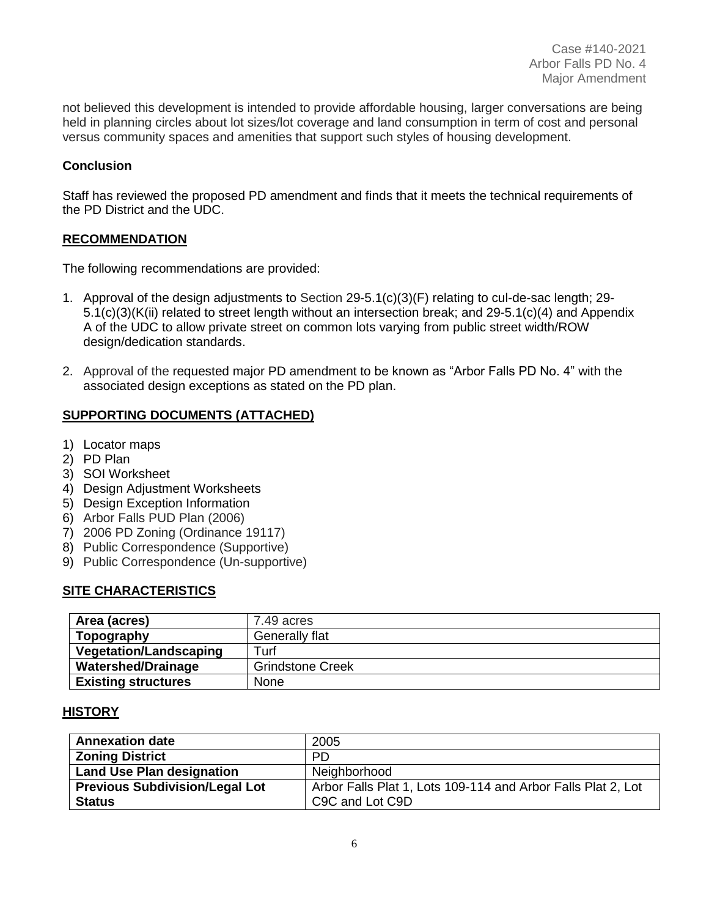not believed this development is intended to provide affordable housing, larger conversations are being held in planning circles about lot sizes/lot coverage and land consumption in term of cost and personal versus community spaces and amenities that support such styles of housing development.

**Conclusion**

Staff has reviewed the proposed PD amendment and finds that it meets the technical requirements of the PD District and the UDC.

## RECOMMENDATION

The following recommendations are provided:

1. Approval of the design adjustments to Section 29-5.1(c)(3)(F) relating to cul-de-sac length; 29-5.1(c)(3)(K(ii) related to street length without an intersection break; and 29-5.1(c)(4) and Appendix A of the UDC to allow private street on common lots varying from public street width/ROW design/dedication standards.
2. Approval of the requested major PD amendment to be known as "Arbor Falls PD No. 4" with the associated design exceptions as stated on the PD plan.

## SUPPORTING DOCUMENTS (ATTACHED)

1) Locator maps
2) PD Plan
3) SOI Worksheet
4) Design Adjustment Worksheets
5) Design Exception Information
6) Arbor Falls PUD Plan (2006)
7) 2006 PD Zoning (Ordinance 19117)
8) Public Correspondence (Supportive)
9) Public Correspondence (Un-supportive)

## SITE CHARACTERISTICS

| Area (acres) | 7.49 acres |
|---|---|
| Topography | Generally flat |
| Vegetation/Landscaping | Turf |
| Watershed/Drainage | Grindstone Creek |
| Existing structures | None |

## HISTORY

| Annexation date | 2005 |
|---|---|
| Zoning District | PD |
| Land Use Plan designation | Neighborhood |
| Previous Subdivision/Legal Lot Status | Arbor Falls Plat 1, Lots 109-114 and Arbor Falls Plat 2, Lot C9C and Lot C9D |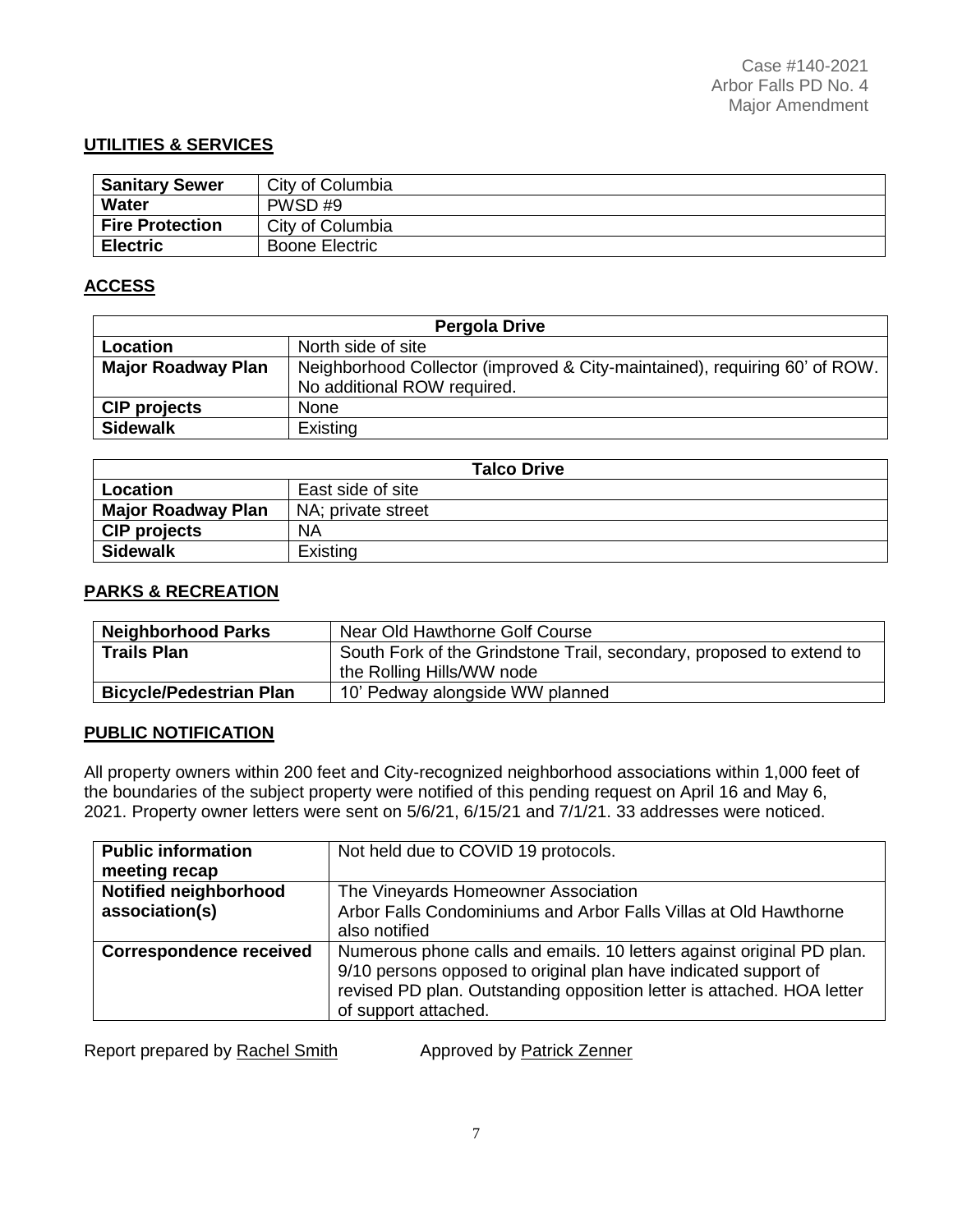## UTILITIES & SERVICES

| | |
|---|---|
| **Sanitary Sewer** | City of Columbia |
| **Water** | PWSD #9 |
| **Fire Protection** | City of Columbia |
| **Electric** | Boone Electric |

## ACCESS

| **Pergola Drive** | |
|---|---|
| **Location** | North side of site |
| **Major Roadway Plan** | Neighborhood Collector (improved & City-maintained), requiring 60' of ROW. No additional ROW required. |
| **CIP projects** | None |
| **Sidewalk** | Existing |

| **Talco Drive** | |
|---|---|
| **Location** | East side of site |
| **Major Roadway Plan** | NA; private street |
| **CIP projects** | NA |
| **Sidewalk** | Existing |

## PARKS & RECREATION

| | |
|---|---|
| **Neighborhood Parks** | Near Old Hawthorne Golf Course |
| **Trails Plan** | South Fork of the Grindstone Trail, secondary, proposed to extend to the Rolling Hills/WW node |
| **Bicycle/Pedestrian Plan** | 10' Pedway alongside WW planned |

## PUBLIC NOTIFICATION

All property owners within 200 feet and City-recognized neighborhood associations within 1,000 feet of the boundaries of the subject property were notified of this pending request on April 16 and May 6, 2021. Property owner letters were sent on 5/6/21, 6/15/21 and 7/1/21. 33 addresses were noticed.

| | |
|---|---|
| **Public information meeting recap** | Not held due to COVID 19 protocols. |
| **Notified neighborhood association(s)** | The Vineyards Homeowner Association<br>Arbor Falls Condominiums and Arbor Falls Villas at Old Hawthorne also notified |
| **Correspondence received** | Numerous phone calls and emails. 10 letters against original PD plan. 9/10 persons opposed to original plan have indicated support of revised PD plan. Outstanding opposition letter is attached. HOA letter of support attached. |

Report prepared by Rachel Smith Approved by Patrick Zenner